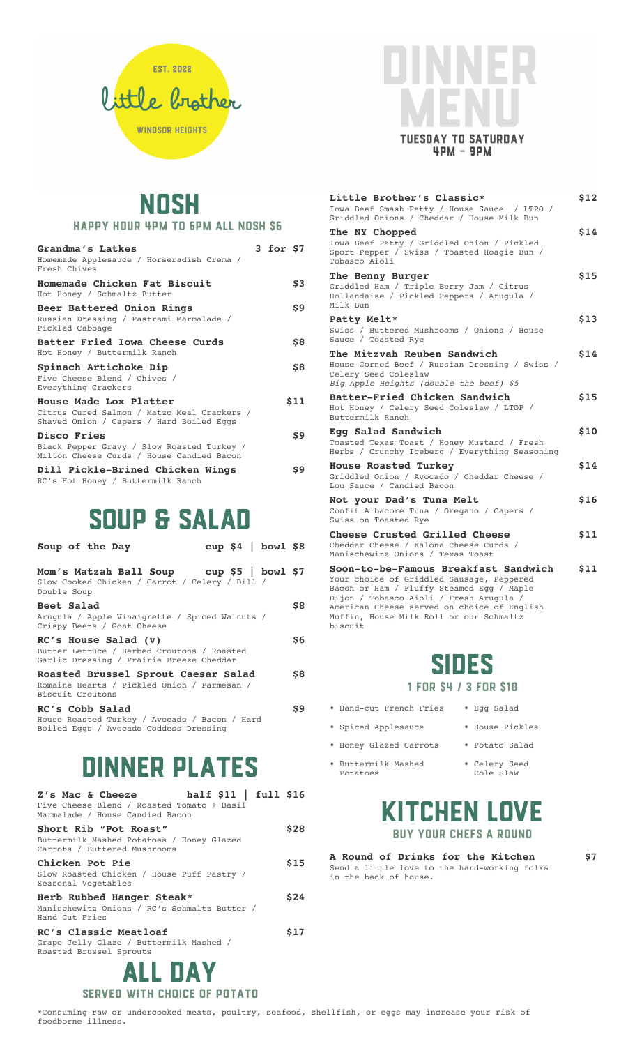EST. 2022

# little brother

WINDSOR HEIGHTS

# DINNER MENU

TUESDAY TO SATURDAY
4PM – 9PM

## NOSH

### HAPPY HOUR 4PM TO 6PM ALL NOSH $6

**Grandma's Latkes** — 3 for $7
Homemade Applesauce / Horseradish Crema / Fresh Chives

**Homemade Chicken Fat Biscuit** — $3
Hot Honey / Schmaltz Butter

**Beer Battered Onion Rings** — $9
Russian Dressing / Pastrami Marmalade / Pickled Cabbage

**Batter Fried Iowa Cheese Curds** — $8
Hot Honey / Buttermilk Ranch

**Spinach Artichoke Dip** — $8
Five Cheese Blend / Chives / Everything Crackers

**House Made Lox Platter** — $11
Citrus Cured Salmon / Matzo Meal Crackers / Shaved Onion / Capers / Hard Boiled Eggs

**Disco Fries** — $9
Black Pepper Gravy / Slow Roasted Turkey / Milton Cheese Curds / House Candied Bacon

**Dill Pickle-Brined Chicken Wings** — $9
RC's Hot Honey / Buttermilk Ranch

## SOUP & SALAD

**Soup of the Day** — cup $4 | bowl $8

**Mom's Matzah Ball Soup** — cup $5 | bowl $7
Slow Cooked Chicken / Carrot / Celery / Dill / Double Soup

**Beet Salad** — $8
Arugula / Apple Vinaigrette / Spiced Walnuts / Crispy Beets / Goat Cheese

**RC's House Salad (v)** — $6
Butter Lettuce / Herbed Croutons / Roasted Garlic Dressing / Prairie Breeze Cheddar

**Roasted Brussel Sprout Caesar Salad** — $8
Romaine Hearts / Pickled Onion / Parmesan / Biscuit Croutons

**RC's Cobb Salad** — $9
House Roasted Turkey / Avocado / Bacon / Hard Boiled Eggs / Avocado Goddess Dressing

## DINNER PLATES

**Z's Mac & Cheeze** — half $11 | full $16
Five Cheese Blend / Roasted Tomato + Basil Marmalade / House Candied Bacon

**Short Rib "Pot Roast"** — $28
Buttermilk Mashed Potatoes / Honey Glazed Carrots / Buttered Mushrooms

**Chicken Pot Pie** — $15
Slow Roasted Chicken / House Puff Pastry / Seasonal Vegetables

**Herb Rubbed Hanger Steak*** — $24
Manischewitz Onions / RC's Schmaltz Butter / Hand Cut Fries

**RC's Classic Meatloaf** — $17
Grape Jelly Glaze / Buttermilk Mashed / Roasted Brussel Sprouts

## ALL DAY

### SERVED WITH CHOICE OF POTATO

**Little Brother's Classic*** — $12
Iowa Beef Smash Patty / House Sauce / LTPO / Griddled Onions / Cheddar / House Milk Bun

**The NY Chopped** — $14
Iowa Beef Patty / Griddled Onion / Pickled Sport Pepper / Swiss / Toasted Hoagie Bun / Tobasco Aioli

**The Benny Burger** — $15
Griddled Ham / Triple Berry Jam / Citrus Hollandaise / Pickled Peppers / Arugula / Milk Bun

**Patty Melt*** — $13
Swiss / Buttered Mushrooms / Onions / House Sauce / Toasted Rye

**The Mitzvah Reuben Sandwich** — $14
House Corned Beef / Russian Dressing / Swiss / Celery Seed Coleslaw
*Big Apple Heights (double the beef) $5*

**Batter-Fried Chicken Sandwich** — $15
Hot Honey / Celery Seed Coleslaw / LTOP / Buttermilk Ranch

**Egg Salad Sandwich** — $10
Toasted Texas Toast / Honey Mustard / Fresh Herbs / Crunchy Iceberg / Everything Seasoning

**House Roasted Turkey** — $14
Griddled Onion / Avocado / Cheddar Cheese / Lou Sauce / Candied Bacon

**Not your Dad's Tuna Melt** — $16
Confit Albacore Tuna / Oregano / Capers / Swiss on Toasted Rye

**Cheese Crusted Grilled Cheese** — $11
Cheddar Cheese / Kalona Cheese Curds / Manischewitz Onions / Texas Toast

**Soon-to-be-Famous Breakfast Sandwich** — $11
Your choice of Griddled Sausage, Peppered Bacon or Ham / Fluffy Steamed Egg / Maple Dijon / Tobasco Aioli / Fresh Arugula / American Cheese served on choice of English Muffin, House Milk Roll or our Schmaltz biscuit

## SIDES

### 1 FOR $4 / 3 FOR $10

- Hand-cut French Fries
- Egg Salad
- Spiced Applesauce
- House Pickles
- Honey Glazed Carrots
- Potato Salad
- Buttermilk Mashed Potatoes
- Celery Seed Cole Slaw

## KITCHEN LOVE

### BUY YOUR CHEFS A ROUND

**A Round of Drinks for the Kitchen** — $7
Send a little love to the hard-working folks in the back of house.

*Consuming raw or undercooked meats, poultry, seafood, shellfish, or eggs may increase your risk of foodborne illness.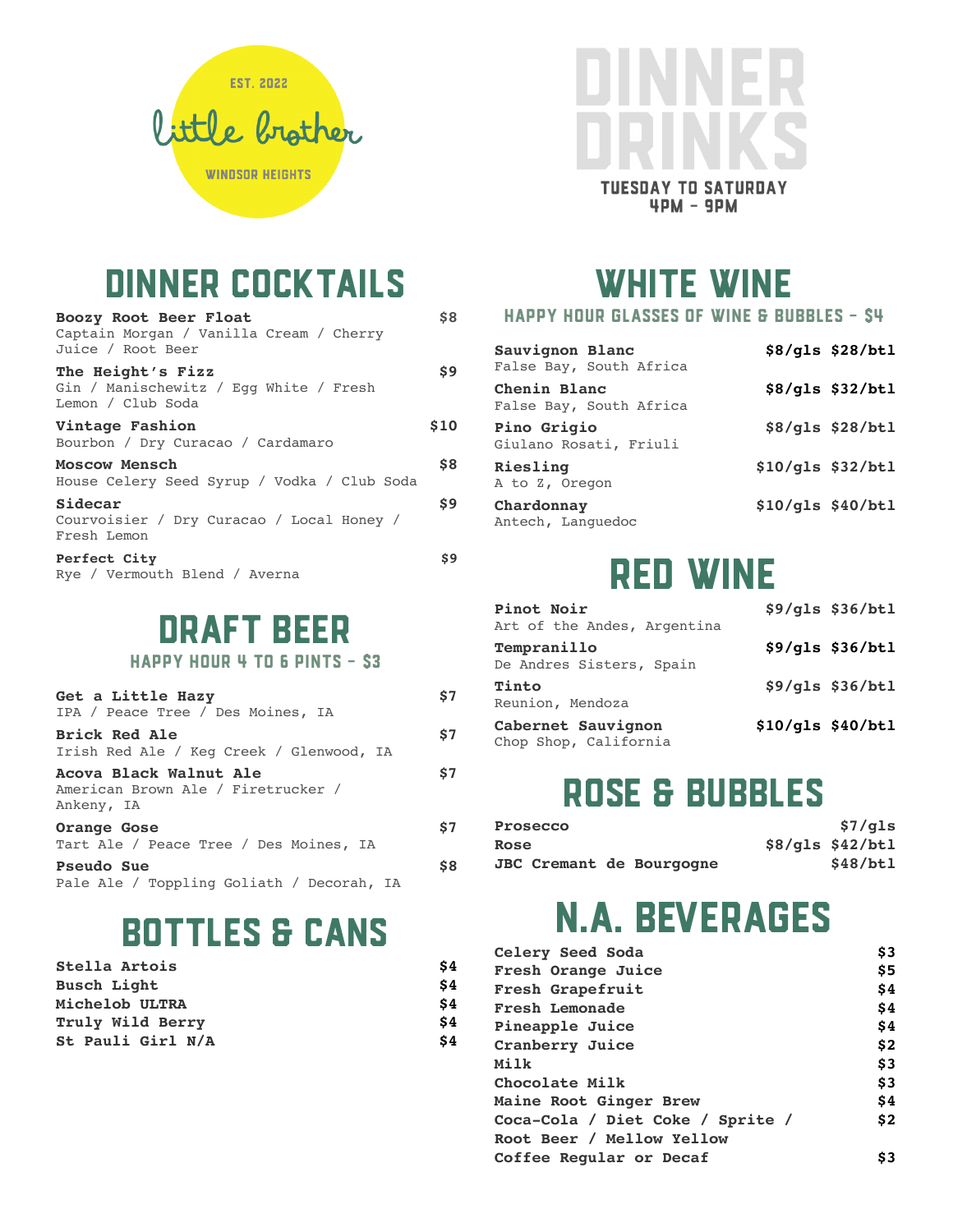EST. 2022

little brother

WINDSOR HEIGHTS

# DINNER DRINKS

TUESDAY TO SATURDAY
4PM - 9PM

## DINNER COCKTAILS

**Boozy Root Beer Float** — $8
Captain Morgan / Vanilla Cream / Cherry Juice / Root Beer

**The Height's Fizz** — $9
Gin / Manischewitz / Egg White / Fresh Lemon / Club Soda

**Vintage Fashion** — $10
Bourbon / Dry Curacao / Cardamaro

**Moscow Mensch** — $8
House Celery Seed Syrup / Vodka / Club Soda

**Sidecar** — $9
Courvoisier / Dry Curacao / Local Honey / Fresh Lemon

**Perfect City** — $9
Rye / Vermouth Blend / Averna

## DRAFT BEER

HAPPY HOUR 4 TO 6 PINTS - $3

**Get a Little Hazy** — $7
IPA / Peace Tree / Des Moines, IA

**Brick Red Ale** — $7
Irish Red Ale / Keg Creek / Glenwood, IA

**Acova Black Walnut Ale** — $7
American Brown Ale / Firetrucker / Ankeny, IA

**Orange Gose** — $7
Tart Ale / Peace Tree / Des Moines, IA

**Pseudo Sue** — $8
Pale Ale / Toppling Goliath / Decorah, IA

## BOTTLES & CANS

| Item | Price |
| --- | --- |
| **Stella Artois** | $4 |
| **Busch Light** | $4 |
| **Michelob ULTRA** | $4 |
| **Truly Wild Berry** | $4 |
| **St Pauli Girl N/A** | $4 |

## WHITE WINE

HAPPY HOUR GLASSES OF WINE & BUBBLES - $4

| Wine | Glass | Bottle |
| --- | --- | --- |
| **Sauvignon Blanc**<br>False Bay, South Africa | $8/gls | $28/btl |
| **Chenin Blanc**<br>False Bay, South Africa | $8/gls | $32/btl |
| **Pino Grigio**<br>Giulano Rosati, Friuli | $8/gls | $28/btl |
| **Riesling**<br>A to Z, Oregon | $10/gls | $32/btl |
| **Chardonnay**<br>Antech, Languedoc | $10/gls | $40/btl |

## RED WINE

| Wine | Glass | Bottle |
| --- | --- | --- |
| **Pinot Noir**<br>Art of the Andes, Argentina | $9/gls | $36/btl |
| **Tempranillo**<br>De Andres Sisters, Spain | $9/gls | $36/btl |
| **Tinto**<br>Reunion, Mendoza | $9/gls | $36/btl |
| **Cabernet Sauvignon**<br>Chop Shop, California | $10/gls | $40/btl |

## ROSE & BUBBLES

| Wine | Glass | Bottle |
| --- | --- | --- |
| **Prosecco** | $7/gls | |
| **Rose** | $8/gls | $42/btl |
| **JBC Cremant de Bourgogne** | | $48/btl |

## N.A. BEVERAGES

| Item | Price |
| --- | --- |
| **Celery Seed Soda** | $3 |
| **Fresh Orange Juice** | $5 |
| **Fresh Grapefruit** | $4 |
| **Fresh Lemonade** | $4 |
| **Pineapple Juice** | $4 |
| **Cranberry Juice** | $2 |
| **Milk** | $3 |
| **Chocolate Milk** | $3 |
| **Maine Root Ginger Brew** | $4 |
| **Coca-Cola / Diet Coke / Sprite / Root Beer / Mellow Yellow** | $2 |
| **Coffee Regular or Decaf** | $3 |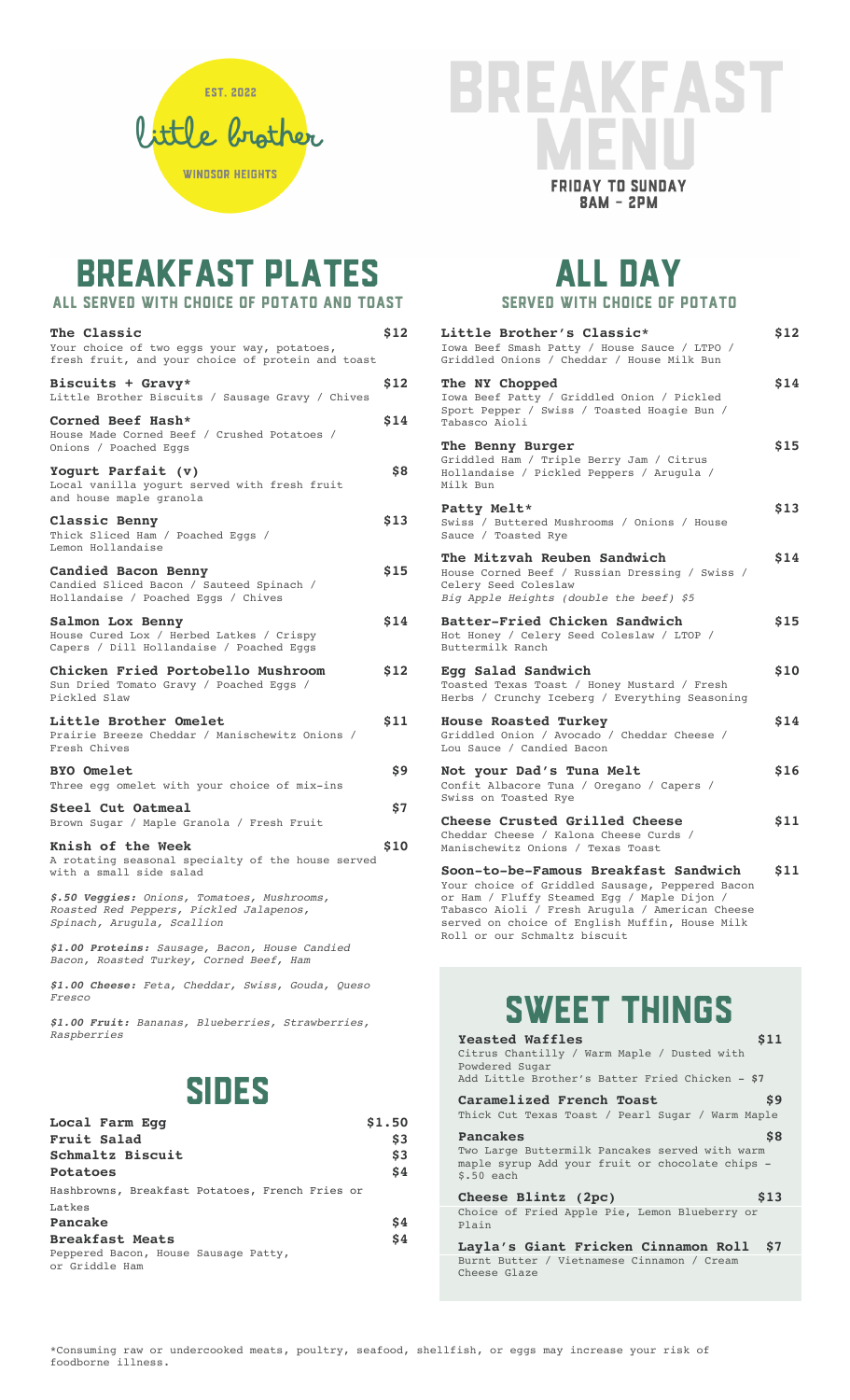EST. 2022

Little Brother

WINDSOR HEIGHTS

# BREAKFAST MENU

FRIDAY TO SUNDAY
8AM - 2PM

## BREAKFAST PLATES

### ALL SERVED WITH CHOICE OF POTATO AND TOAST

**The Classic** — $12
Your choice of two eggs your way, potatoes, fresh fruit, and your choice of protein and toast

**Biscuits + Gravy*** — $12
Little Brother Biscuits / Sausage Gravy / Chives

**Corned Beef Hash*** — $14
House Made Corned Beef / Crushed Potatoes / Onions / Poached Eggs

**Yogurt Parfait (v)** — $8
Local vanilla yogurt served with fresh fruit and house maple granola

**Classic Benny** — $13
Thick Sliced Ham / Poached Eggs / Lemon Hollandaise

**Candied Bacon Benny** — $15
Candied Sliced Bacon / Sauteed Spinach / Hollandaise / Poached Eggs / Chives

**Salmon Lox Benny** — $14
House Cured Lox / Herbed Latkes / Crispy Capers / Dill Hollandaise / Poached Eggs

**Chicken Fried Portobello Mushroom** — $12
Sun Dried Tomato Gravy / Poached Eggs / Pickled Slaw

**Little Brother Omelet** — $11
Prairie Breeze Cheddar / Manischewitz Onions / Fresh Chives

**BYO Omelet** — $9
Three egg omelet with your choice of mix-ins

**Steel Cut Oatmeal** — $7
Brown Sugar / Maple Granola / Fresh Fruit

**Knish of the Week** — $10
A rotating seasonal specialty of the house served with a small side salad

***$.50 Veggies:*** *Onions, Tomatoes, Mushrooms, Roasted Red Peppers, Pickled Jalapenos, Spinach, Arugula, Scallion*

***$1.00 Proteins:*** *Sausage, Bacon, House Candied Bacon, Roasted Turkey, Corned Beef, Ham*

***$1.00 Cheese:*** *Feta, Cheddar, Swiss, Gouda, Queso Fresco*

***$1.00 Fruit:*** *Bananas, Blueberries, Strawberries, Raspberries*

## SIDES

| Item | Price |
|---|---|
| **Local Farm Egg** | $1.50 |
| **Fruit Salad** | $3 |
| **Schmaltz Biscuit** | $3 |
| **Potatoes** (Hashbrowns, Breakfast Potatoes, French Fries or Latkes) | $4 |
| **Pancake** | $4 |
| **Breakfast Meats** (Peppered Bacon, House Sausage Patty, or Griddle Ham) | $4 |

## ALL DAY

### SERVED WITH CHOICE OF POTATO

**Little Brother's Classic*** — $12
Iowa Beef Smash Patty / House Sauce / LTPO / Griddled Onions / Cheddar / House Milk Bun

**The NY Chopped** — $14
Iowa Beef Patty / Griddled Onion / Pickled Sport Pepper / Swiss / Toasted Hoagie Bun / Tabasco Aioli

**The Benny Burger** — $15
Griddled Ham / Triple Berry Jam / Citrus Hollandaise / Pickled Peppers / Arugula / Milk Bun

**Patty Melt*** — $13
Swiss / Buttered Mushrooms / Onions / House Sauce / Toasted Rye

**The Mitzvah Reuben Sandwich** — $14
House Corned Beef / Russian Dressing / Swiss / Celery Seed Coleslaw
*Big Apple Heights (double the beef) $5*

**Batter-Fried Chicken Sandwich** — $15
Hot Honey / Celery Seed Coleslaw / LTOP / Buttermilk Ranch

**Egg Salad Sandwich** — $10
Toasted Texas Toast / Honey Mustard / Fresh Herbs / Crunchy Iceberg / Everything Seasoning

**House Roasted Turkey** — $14
Griddled Onion / Avocado / Cheddar Cheese / Lou Sauce / Candied Bacon

**Not your Dad's Tuna Melt** — $16
Confit Albacore Tuna / Oregano / Capers / Swiss on Toasted Rye

**Cheese Crusted Grilled Cheese** — $11
Cheddar Cheese / Kalona Cheese Curds / Manischewitz Onions / Texas Toast

**Soon-to-be-Famous Breakfast Sandwich** — $11
Your choice of Griddled Sausage, Peppered Bacon or Ham / Fluffy Steamed Egg / Maple Dijon / Tabasco Aioli / Fresh Arugula / American Cheese served on choice of English Muffin, House Milk Roll or our Schmaltz biscuit

## SWEET THINGS

**Yeasted Waffles** — $11
Citrus Chantilly / Warm Maple / Dusted with Powdered Sugar
Add Little Brother's Batter Fried Chicken - $7

**Caramelized French Toast** — $9
Thick Cut Texas Toast / Pearl Sugar / Warm Maple

**Pancakes** — $8
Two Large Buttermilk Pancakes served with warm maple syrup Add your fruit or chocolate chips - $.50 each

**Cheese Blintz (2pc)** — $13
Choice of Fried Apple Pie, Lemon Blueberry or Plain

**Layla's Giant Fricken Cinnamon Roll** — $7
Burnt Butter / Vietnamese Cinnamon / Cream Cheese Glaze

*Consuming raw or undercooked meats, poultry, seafood, shellfish, or eggs may increase your risk of foodborne illness.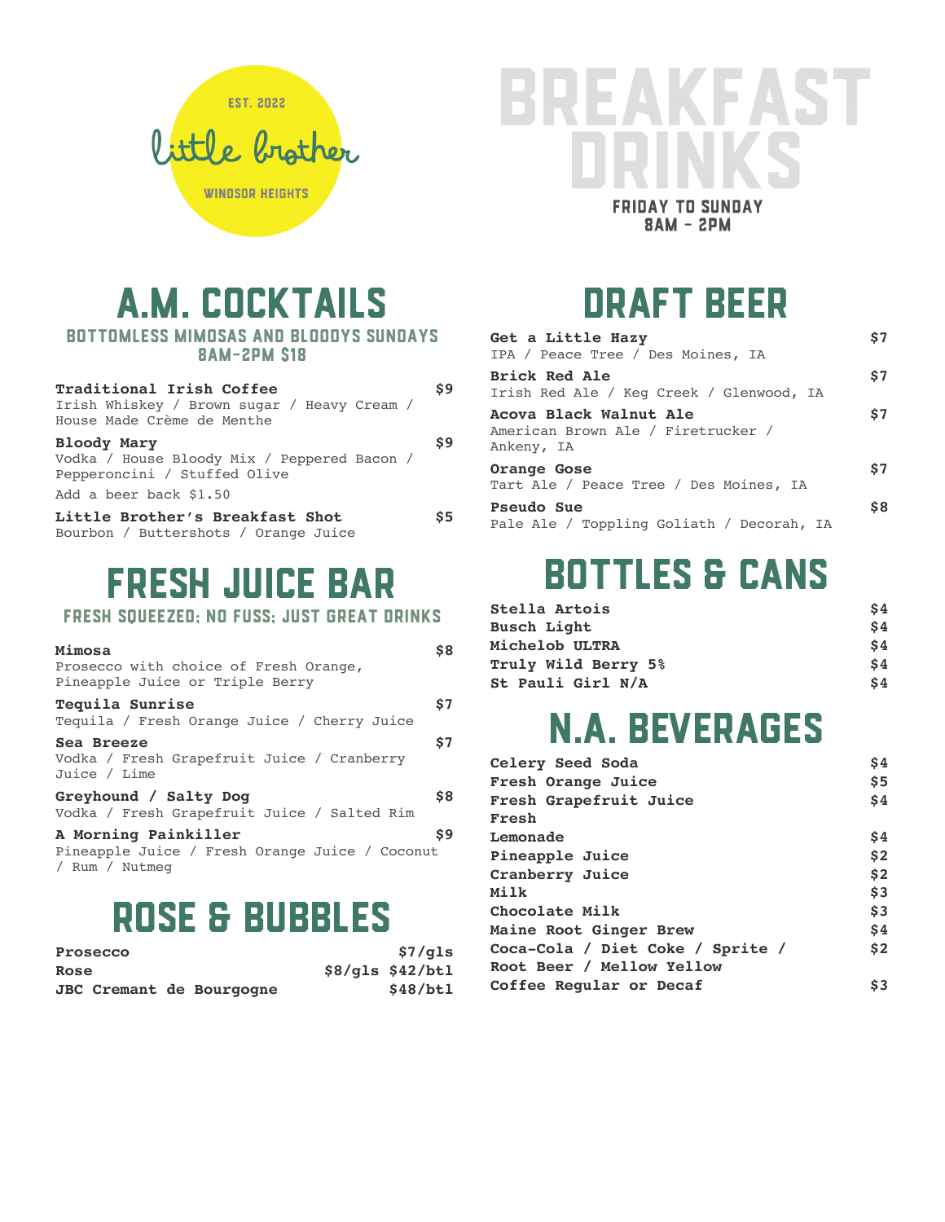EST. 2022

little brother

WINDSOR HEIGHTS

# BREAKFAST DRINKS

FRIDAY TO SUNDAY
8AM - 2PM

## A.M. COCKTAILS

### BOTTOMLESS MIMOSAS AND BLOODYS SUNDAYS 8AM-2PM $18

**Traditional Irish Coffee** $9
Irish Whiskey / Brown sugar / Heavy Cream / House Made Crème de Menthe

**Bloody Mary** $9
Vodka / House Bloody Mix / Peppered Bacon / Pepperoncini / Stuffed Olive

Add a beer back $1.50

**Little Brother's Breakfast Shot** $5
Bourbon / Buttershots / Orange Juice

## FRESH JUICE BAR

### FRESH SQUEEZED; NO FUSS; JUST GREAT DRINKS

**Mimosa** $8
Prosecco with choice of Fresh Orange, Pineapple Juice or Triple Berry

**Tequila Sunrise** $7
Tequila / Fresh Orange Juice / Cherry Juice

**Sea Breeze** $7
Vodka / Fresh Grapefruit Juice / Cranberry Juice / Lime

**Greyhound / Salty Dog** $8
Vodka / Fresh Grapefruit Juice / Salted Rim

**A Morning Painkiller** $9
Pineapple Juice / Fresh Orange Juice / Coconut / Rum / Nutmeg

## ROSE & BUBBLES

| | |
|---|---|
| **Prosecco** | **$7/gls** |
| **Rose** | **$8/gls $42/btl** |
| **JBC Cremant de Bourgogne** | **$48/btl** |

## DRAFT BEER

**Get a Little Hazy** $7
IPA / Peace Tree / Des Moines, IA

**Brick Red Ale** $7
Irish Red Ale / Keg Creek / Glenwood, IA

**Acova Black Walnut Ale** $7
American Brown Ale / Firetrucker / Ankeny, IA

**Orange Gose** $7
Tart Ale / Peace Tree / Des Moines, IA

**Pseudo Sue** $8
Pale Ale / Toppling Goliath / Decorah, IA

## BOTTLES & CANS

| | |
|---|---|
| **Stella Artois** | **$4** |
| **Busch Light** | **$4** |
| **Michelob ULTRA** | **$4** |
| **Truly Wild Berry 5%** | **$4** |
| **St Pauli Girl N/A** | **$4** |

## N.A. BEVERAGES

| | |
|---|---|
| **Celery Seed Soda** | **$4** |
| **Fresh Orange Juice** | **$5** |
| **Fresh Grapefruit Juice** | **$4** |
| **Fresh Lemonade** | **$4** |
| **Pineapple Juice** | **$2** |
| **Cranberry Juice** | **$2** |
| **Milk** | **$3** |
| **Chocolate Milk** | **$3** |
| **Maine Root Ginger Brew** | **$4** |
| **Coca-Cola / Diet Coke / Sprite / Root Beer / Mellow Yellow** | **$2** |
| **Coffee Regular or Decaf** | **$3** |